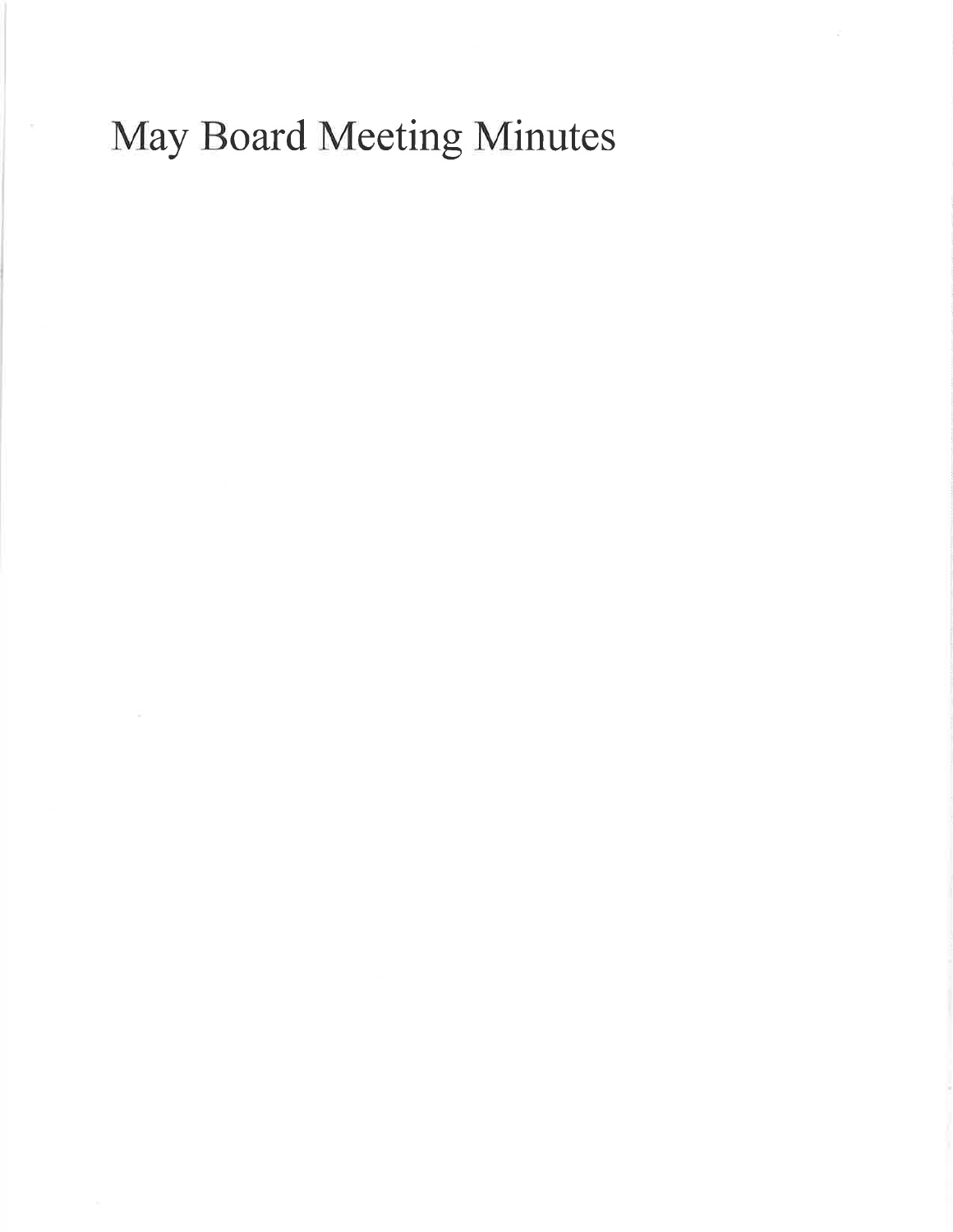# May Board Meeting Minutes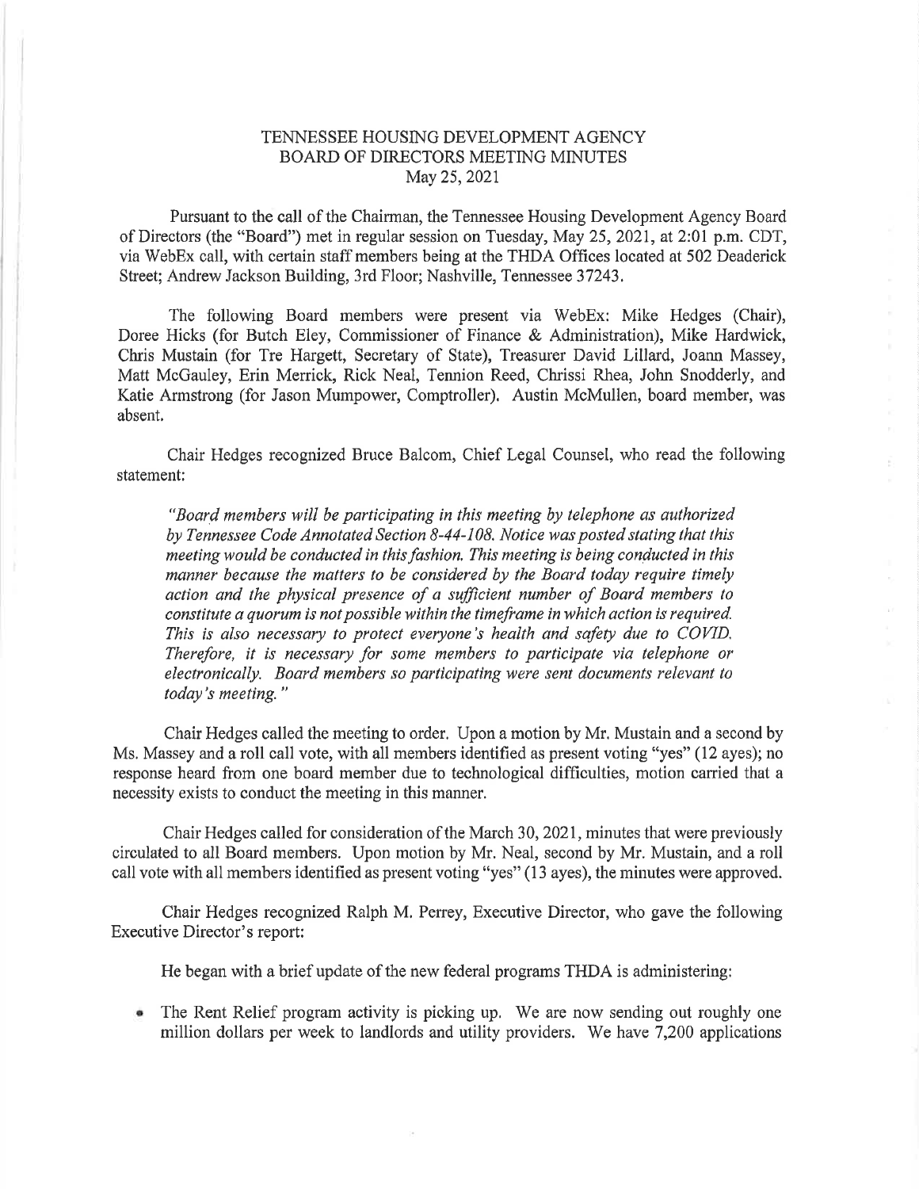# TENNESSEE HOUSING DEVELOPMENT AGENCY
## BOARD OF DIRECTORS MEETING MINUTES
### May 25, 2021

Pursuant to the call of the Chairman, the Tennessee Housing Development Agency Board of Directors (the "Board") met in regular session on Tuesday, May 25, 2021, at 2:01 p.m. CDT, via WebEx call, with certain staff members being at the THDA Offices located at 502 Deaderick Street; Andrew Jackson Building, 3rd Floor; Nashville, Tennessee 37243.

The following Board members were present via WebEx: Mike Hedges (Chair), Doree Hicks (for Butch Eley, Commissioner of Finance & Administration), Mike Hardwick, Chris Mustain (for Tre Hargett, Secretary of State), Treasurer David Lillard, Joann Massey, Matt McGauley, Erin Merrick, Rick Neal, Tennion Reed, Chrissi Rhea, John Snodderly, and Katie Armstrong (for Jason Mumpower, Comptroller). Austin McMullen, board member, was absent.

Chair Hedges recognized Bruce Balcom, Chief Legal Counsel, who read the following statement:

*"Board members will be participating in this meeting by telephone as authorized by Tennessee Code Annotated Section 8-44-108. Notice was posted stating that this meeting would be conducted in this fashion. This meeting is being conducted in this manner because the matters to be considered by the Board today require timely action and the physical presence of a sufficient number of Board members to constitute a quorum is not possible within the timeframe in which action is required. This is also necessary to protect everyone's health and safety due to COVID. Therefore, it is necessary for some members to participate via telephone or electronically. Board members so participating were sent documents relevant to today's meeting."*

Chair Hedges called the meeting to order. Upon a motion by Mr. Mustain and a second by Ms. Massey and a roll call vote, with all members identified as present voting "yes" (12 ayes); no response heard from one board member due to technological difficulties, motion carried that a necessity exists to conduct the meeting in this manner.

Chair Hedges called for consideration of the March 30, 2021, minutes that were previously circulated to all Board members. Upon motion by Mr. Neal, second by Mr. Mustain, and a roll call vote with all members identified as present voting "yes" (13 ayes), the minutes were approved.

Chair Hedges recognized Ralph M. Perrey, Executive Director, who gave the following Executive Director's report:

He began with a brief update of the new federal programs THDA is administering:

- The Rent Relief program activity is picking up. We are now sending out roughly one million dollars per week to landlords and utility providers. We have 7,200 applications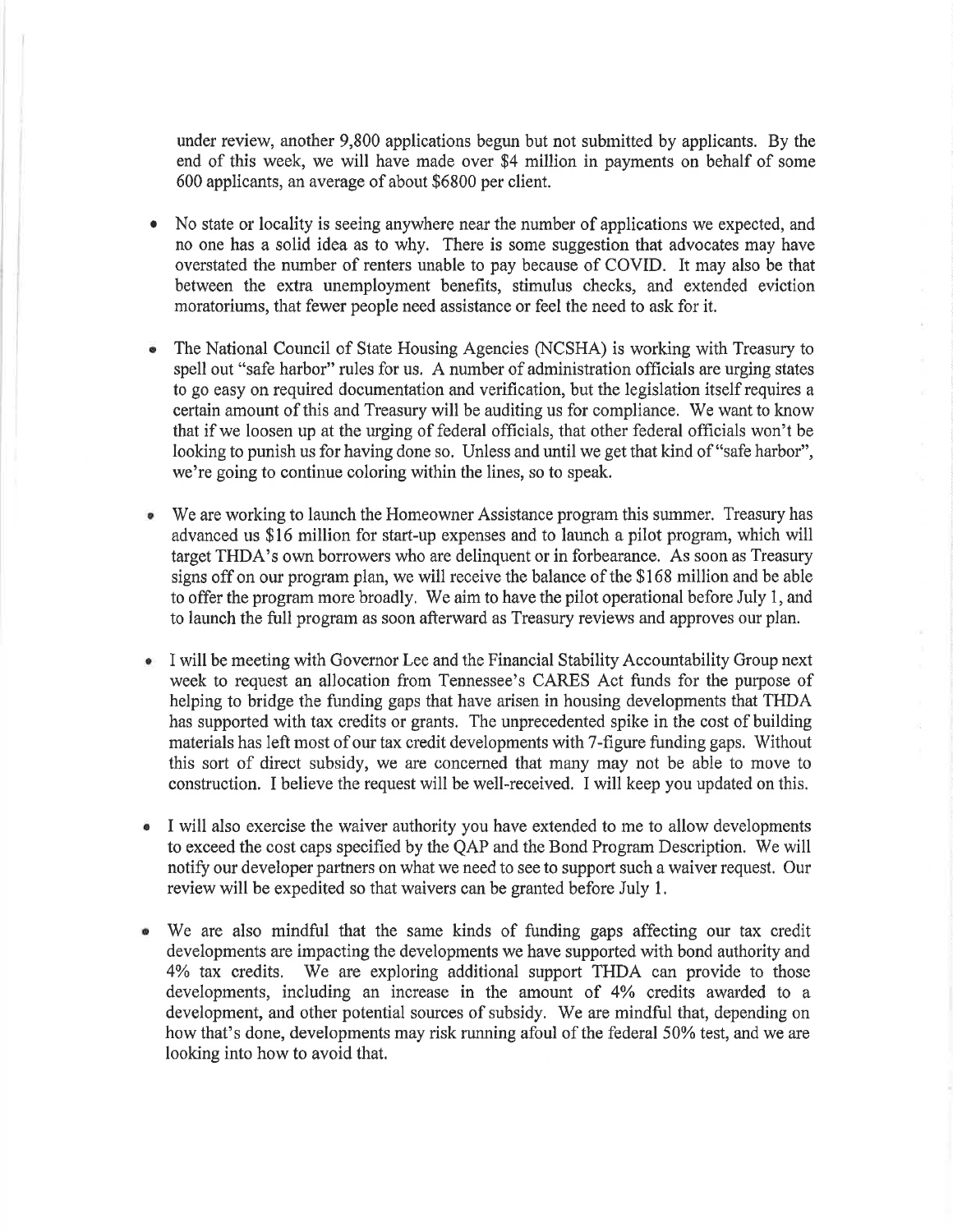under review, another 9,800 applications begun but not submitted by applicants. By the end of this week, we will have made over $4 million in payments on behalf of some 600 applicants, an average of about $6800 per client.

- No state or locality is seeing anywhere near the number of applications we expected, and no one has a solid idea as to why. There is some suggestion that advocates may have overstated the number of renters unable to pay because of COVID. It may also be that between the extra unemployment benefits, stimulus checks, and extended eviction moratoriums, that fewer people need assistance or feel the need to ask for it.

- The National Council of State Housing Agencies (NCSHA) is working with Treasury to spell out "safe harbor" rules for us. A number of administration officials are urging states to go easy on required documentation and verification, but the legislation itself requires a certain amount of this and Treasury will be auditing us for compliance. We want to know that if we loosen up at the urging of federal officials, that other federal officials won't be looking to punish us for having done so. Unless and until we get that kind of "safe harbor", we're going to continue coloring within the lines, so to speak.

- We are working to launch the Homeowner Assistance program this summer. Treasury has advanced us $16 million for start-up expenses and to launch a pilot program, which will target THDA's own borrowers who are delinquent or in forbearance. As soon as Treasury signs off on our program plan, we will receive the balance of the $168 million and be able to offer the program more broadly. We aim to have the pilot operational before July 1, and to launch the full program as soon afterward as Treasury reviews and approves our plan.

- I will be meeting with Governor Lee and the Financial Stability Accountability Group next week to request an allocation from Tennessee's CARES Act funds for the purpose of helping to bridge the funding gaps that have arisen in housing developments that THDA has supported with tax credits or grants. The unprecedented spike in the cost of building materials has left most of our tax credit developments with 7-figure funding gaps. Without this sort of direct subsidy, we are concerned that many may not be able to move to construction. I believe the request will be well-received. I will keep you updated on this.

- I will also exercise the waiver authority you have extended to me to allow developments to exceed the cost caps specified by the QAP and the Bond Program Description. We will notify our developer partners on what we need to see to support such a waiver request. Our review will be expedited so that waivers can be granted before July 1.

- We are also mindful that the same kinds of funding gaps affecting our tax credit developments are impacting the developments we have supported with bond authority and 4% tax credits. We are exploring additional support THDA can provide to those developments, including an increase in the amount of 4% credits awarded to a development, and other potential sources of subsidy. We are mindful that, depending on how that's done, developments may risk running afoul of the federal 50% test, and we are looking into how to avoid that.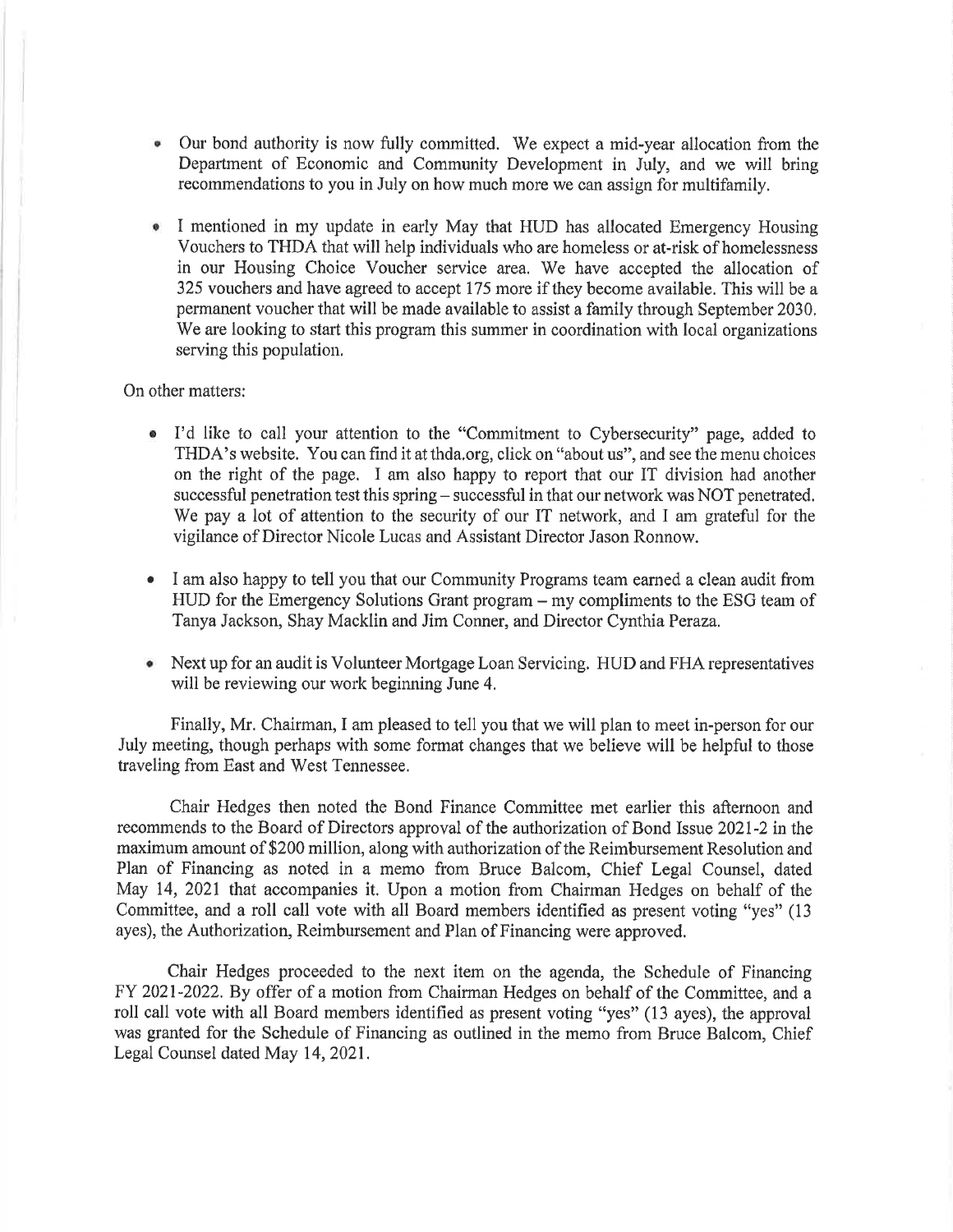- Our bond authority is now fully committed. We expect a mid-year allocation from the Department of Economic and Community Development in July, and we will bring recommendations to you in July on how much more we can assign for multifamily.

- I mentioned in my update in early May that HUD has allocated Emergency Housing Vouchers to THDA that will help individuals who are homeless or at-risk of homelessness in our Housing Choice Voucher service area. We have accepted the allocation of 325 vouchers and have agreed to accept 175 more if they become available. This will be a permanent voucher that will be made available to assist a family through September 2030. We are looking to start this program this summer in coordination with local organizations serving this population.

On other matters:

- I'd like to call your attention to the "Commitment to Cybersecurity" page, added to THDA's website. You can find it at thda.org, click on "about us", and see the menu choices on the right of the page. I am also happy to report that our IT division had another successful penetration test this spring – successful in that our network was NOT penetrated. We pay a lot of attention to the security of our IT network, and I am grateful for the vigilance of Director Nicole Lucas and Assistant Director Jason Ronnow.

- I am also happy to tell you that our Community Programs team earned a clean audit from HUD for the Emergency Solutions Grant program – my compliments to the ESG team of Tanya Jackson, Shay Macklin and Jim Conner, and Director Cynthia Peraza.

- Next up for an audit is Volunteer Mortgage Loan Servicing. HUD and FHA representatives will be reviewing our work beginning June 4.

Finally, Mr. Chairman, I am pleased to tell you that we will plan to meet in-person for our July meeting, though perhaps with some format changes that we believe will be helpful to those traveling from East and West Tennessee.

Chair Hedges then noted the Bond Finance Committee met earlier this afternoon and recommends to the Board of Directors approval of the authorization of Bond Issue 2021-2 in the maximum amount of $200 million, along with authorization of the Reimbursement Resolution and Plan of Financing as noted in a memo from Bruce Balcom, Chief Legal Counsel, dated May 14, 2021 that accompanies it. Upon a motion from Chairman Hedges on behalf of the Committee, and a roll call vote with all Board members identified as present voting "yes" (13 ayes), the Authorization, Reimbursement and Plan of Financing were approved.

Chair Hedges proceeded to the next item on the agenda, the Schedule of Financing FY 2021-2022. By offer of a motion from Chairman Hedges on behalf of the Committee, and a roll call vote with all Board members identified as present voting "yes" (13 ayes), the approval was granted for the Schedule of Financing as outlined in the memo from Bruce Balcom, Chief Legal Counsel dated May 14, 2021.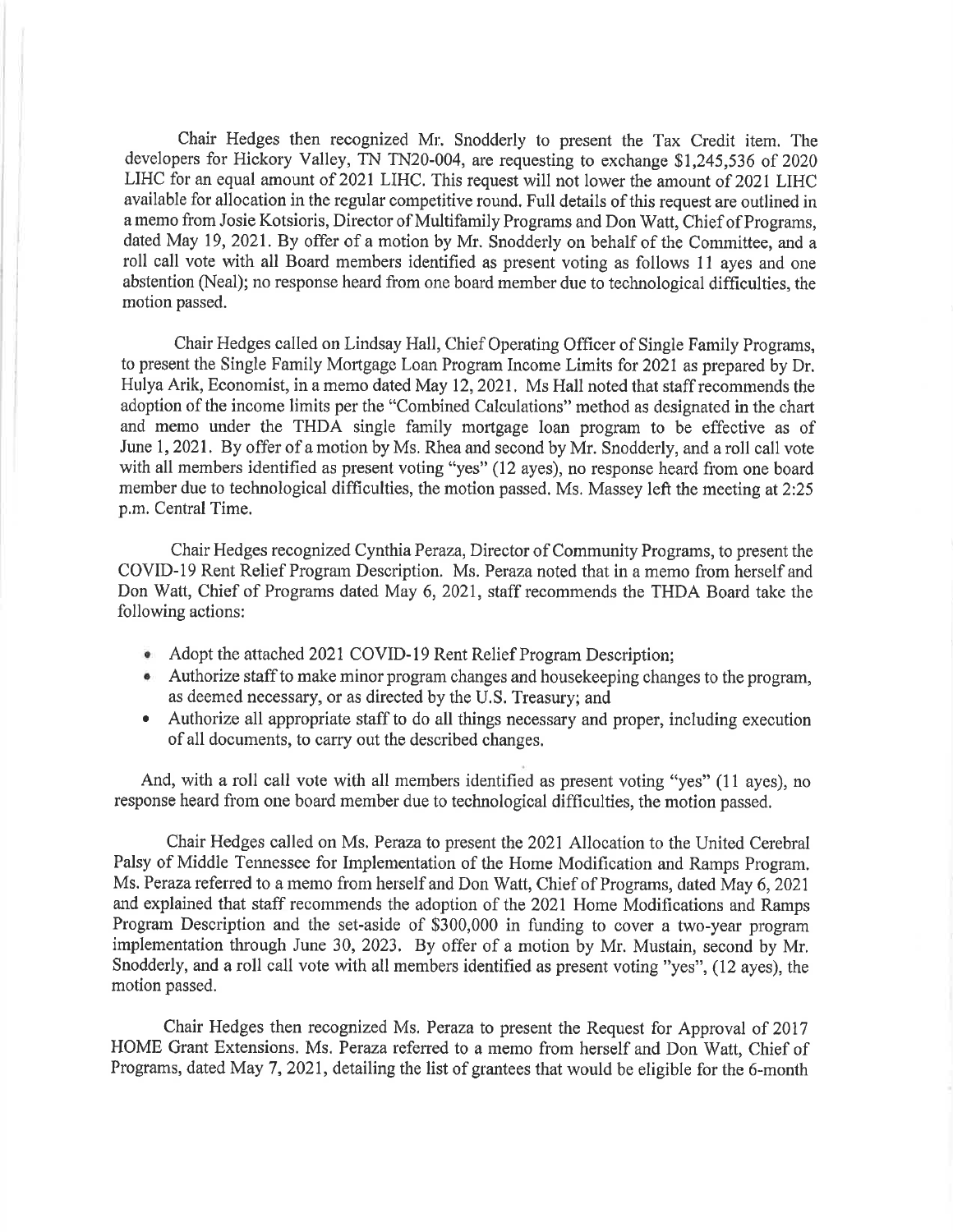Chair Hedges then recognized Mr. Snodderly to present the Tax Credit item. The developers for Hickory Valley, TN TN20-004, are requesting to exchange $1,245,536 of 2020 LIHC for an equal amount of 2021 LIHC. This request will not lower the amount of 2021 LIHC available for allocation in the regular competitive round. Full details of this request are outlined in a memo from Josie Kotsioris, Director of Multifamily Programs and Don Watt, Chief of Programs, dated May 19, 2021. By offer of a motion by Mr. Snodderly on behalf of the Committee, and a roll call vote with all Board members identified as present voting as follows 11 ayes and one abstention (Neal); no response heard from one board member due to technological difficulties, the motion passed.

Chair Hedges called on Lindsay Hall, Chief Operating Officer of Single Family Programs, to present the Single Family Mortgage Loan Program Income Limits for 2021 as prepared by Dr. Hulya Arik, Economist, in a memo dated May 12, 2021. Ms Hall noted that staff recommends the adoption of the income limits per the "Combined Calculations" method as designated in the chart and memo under the THDA single family mortgage loan program to be effective as of June 1, 2021. By offer of a motion by Ms. Rhea and second by Mr. Snodderly, and a roll call vote with all members identified as present voting "yes" (12 ayes), no response heard from one board member due to technological difficulties, the motion passed. Ms. Massey left the meeting at 2:25 p.m. Central Time.

Chair Hedges recognized Cynthia Peraza, Director of Community Programs, to present the COVID-19 Rent Relief Program Description. Ms. Peraza noted that in a memo from herself and Don Watt, Chief of Programs dated May 6, 2021, staff recommends the THDA Board take the following actions:

- Adopt the attached 2021 COVID-19 Rent Relief Program Description;
- Authorize staff to make minor program changes and housekeeping changes to the program, as deemed necessary, or as directed by the U.S. Treasury; and
- Authorize all appropriate staff to do all things necessary and proper, including execution of all documents, to carry out the described changes.

And, with a roll call vote with all members identified as present voting "yes" (11 ayes), no response heard from one board member due to technological difficulties, the motion passed.

Chair Hedges called on Ms. Peraza to present the 2021 Allocation to the United Cerebral Palsy of Middle Tennessee for Implementation of the Home Modification and Ramps Program. Ms. Peraza referred to a memo from herself and Don Watt, Chief of Programs, dated May 6, 2021 and explained that staff recommends the adoption of the 2021 Home Modifications and Ramps Program Description and the set-aside of $300,000 in funding to cover a two-year program implementation through June 30, 2023. By offer of a motion by Mr. Mustain, second by Mr. Snodderly, and a roll call vote with all members identified as present voting "yes", (12 ayes), the motion passed.

Chair Hedges then recognized Ms. Peraza to present the Request for Approval of 2017 HOME Grant Extensions. Ms. Peraza referred to a memo from herself and Don Watt, Chief of Programs, dated May 7, 2021, detailing the list of grantees that would be eligible for the 6-month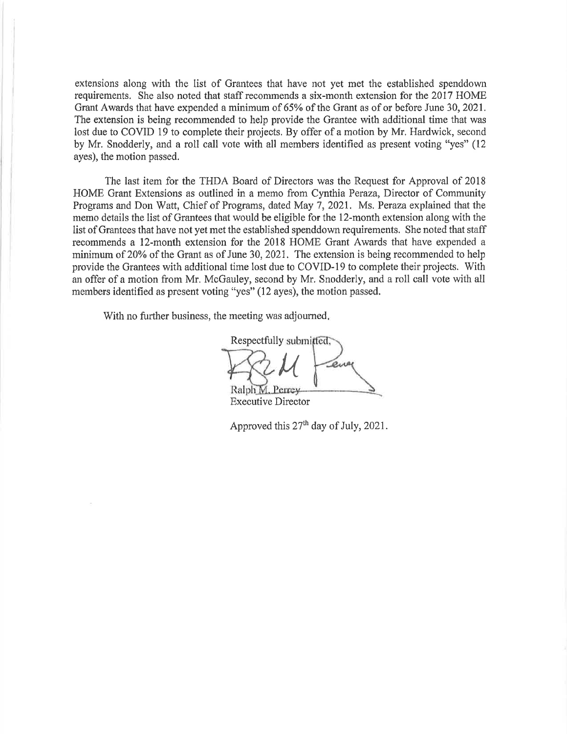extensions along with the list of Grantees that have not yet met the established spenddown requirements. She also noted that staff recommends a six-month extension for the 2017 HOME Grant Awards that have expended a minimum of 65% of the Grant as of or before June 30, 2021. The extension is being recommended to help provide the Grantee with additional time that was lost due to COVID 19 to complete their projects. By offer of a motion by Mr. Hardwick, second by Mr. Snodderly, and a roll call vote with all members identified as present voting "yes" (12 ayes), the motion passed.

The last item for the THDA Board of Directors was the Request for Approval of 2018 HOME Grant Extensions as outlined in a memo from Cynthia Peraza, Director of Community Programs and Don Watt, Chief of Programs, dated May 7, 2021. Ms. Peraza explained that the memo details the list of Grantees that would be eligible for the 12-month extension along with the list of Grantees that have not yet met the established spenddown requirements. She noted that staff recommends a 12-month extension for the 2018 HOME Grant Awards that have expended a minimum of 20% of the Grant as of June 30, 2021. The extension is being recommended to help provide the Grantees with additional time lost due to COVID-19 to complete their projects. With an offer of a motion from Mr. McGauley, second by Mr. Snodderly, and a roll call vote with all members identified as present voting "yes" (12 ayes), the motion passed.

With no further business, the meeting was adjourned.

Respectfully submitted,

Ralph M. Perrey
Executive Director

Approved this 27th day of July, 2021.